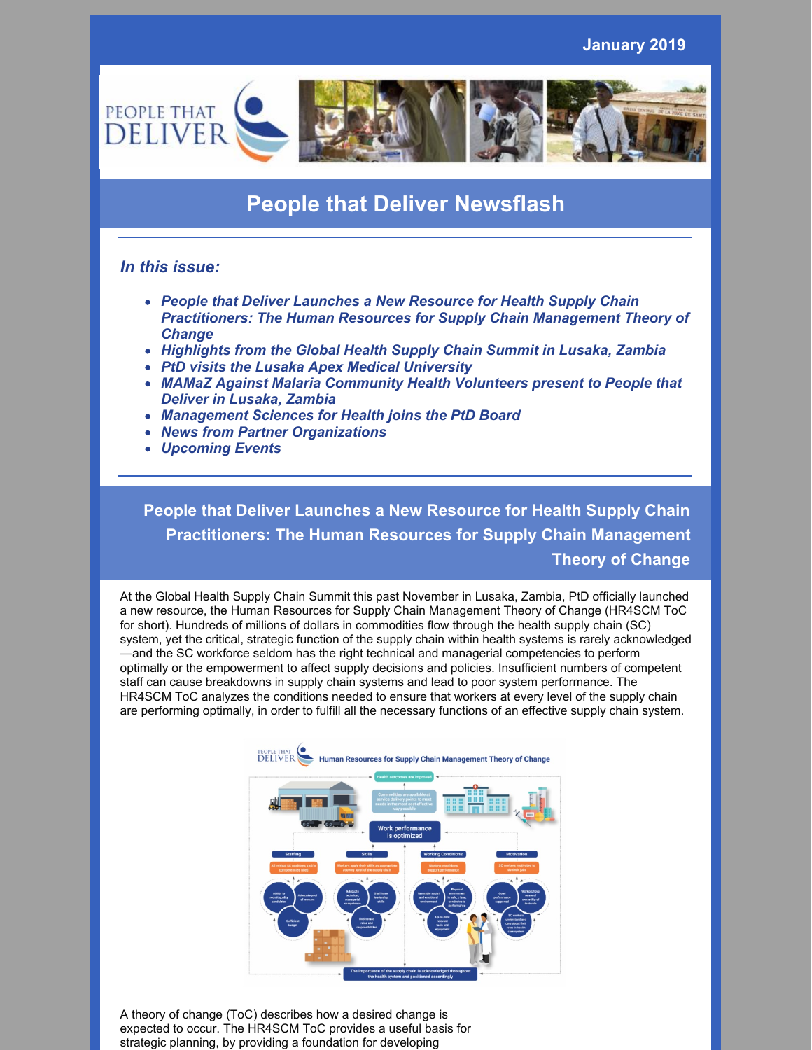January 2019

# People that Deliver Newsflash

---

### *In this issue:*

- ***People that Deliver Launches a New Resource for Health Supply Chain Practitioners: The Human Resources for Supply Chain Management Theory of Change***
- ***Highlights from the Global Health Supply Chain Summit in Lusaka, Zambia***
- ***PtD visits the Lusaka Apex Medical University***
- ***MAMaZ Against Malaria Community Health Volunteers present to People that Deliver in Lusaka, Zambia***
- ***Management Sciences for Health joins the PtD Board***
- ***News from Partner Organizations***
- ***Upcoming Events***

---

## People that Deliver Launches a New Resource for Health Supply Chain Practitioners: The Human Resources for Supply Chain Management Theory of Change

At the Global Health Supply Chain Summit this past November in Lusaka, Zambia, PtD officially launched a new resource, the Human Resources for Supply Chain Management Theory of Change (HR4SCM ToC for short). Hundreds of millions of dollars in commodities flow through the health supply chain (SC) system, yet the critical, strategic function of the supply chain within health systems is rarely acknowledged—and the SC workforce seldom has the right technical and managerial competencies to perform optimally or the empowerment to affect supply decisions and policies. Insufficient numbers of competent staff can cause breakdowns in supply chain systems and lead to poor system performance. The HR4SCM ToC analyzes the conditions needed to ensure that workers at every level of the supply chain are performing optimally, in order to fulfill all the necessary functions of an effective supply chain system.

A theory of change (ToC) describes how a desired change is expected to occur. The HR4SCM ToC provides a useful basis for strategic planning, by providing a foundation for developing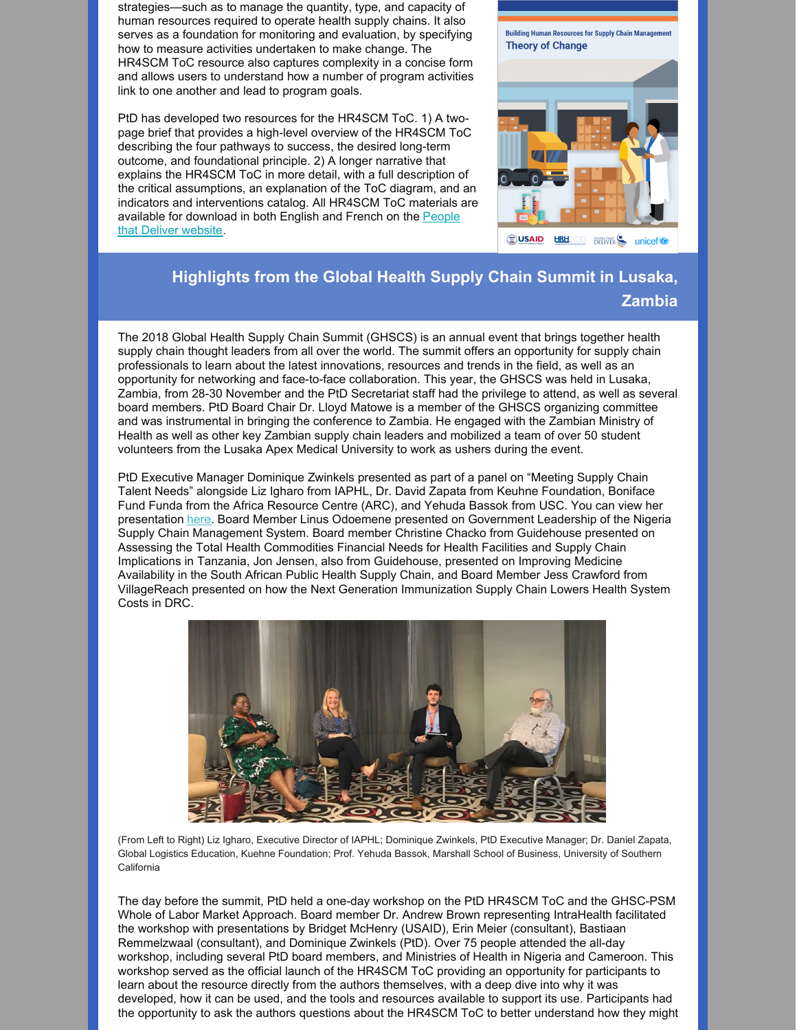strategies—such as to manage the quantity, type, and capacity of human resources required to operate health supply chains. It also serves as a foundation for monitoring and evaluation, by specifying how to measure activities undertaken to make change. The HR4SCM ToC resource also captures complexity in a concise form and allows users to understand how a number of program activities link to one another and lead to program goals.

PtD has developed two resources for the HR4SCM ToC. 1) A two-page brief that provides a high-level overview of the HR4SCM ToC describing the four pathways to success, the desired long-term outcome, and foundational principle. 2) A longer narrative that explains the HR4SCM ToC in more detail, with a full description of the critical assumptions, an explanation of the ToC diagram, and an indicators and interventions catalog. All HR4SCM ToC materials are available for download in both English and French on the People that Deliver website.

## Highlights from the Global Health Supply Chain Summit in Lusaka, Zambia

The 2018 Global Health Supply Chain Summit (GHSCS) is an annual event that brings together health supply chain thought leaders from all over the world. The summit offers an opportunity for supply chain professionals to learn about the latest innovations, resources and trends in the field, as well as an opportunity for networking and face-to-face collaboration. This year, the GHSCS was held in Lusaka, Zambia, from 28-30 November and the PtD Secretariat staff had the privilege to attend, as well as several board members. PtD Board Chair Dr. Lloyd Matowe is a member of the GHSCS organizing committee and was instrumental in bringing the conference to Zambia. He engaged with the Zambian Ministry of Health as well as other key Zambian supply chain leaders and mobilized a team of over 50 student volunteers from the Lusaka Apex Medical University to work as ushers during the event.

PtD Executive Manager Dominique Zwinkels presented as part of a panel on "Meeting Supply Chain Talent Needs" alongside Liz Igharo from IAPHL, Dr. David Zapata from Keuhne Foundation, Boniface Fund Funda from the Africa Resource Centre (ARC), and Yehuda Bassok from USC. You can view her presentation here. Board Member Linus Odoemene presented on Government Leadership of the Nigeria Supply Chain Management System. Board member Christine Chacko from Guidehouse presented on Assessing the Total Health Commodities Financial Needs for Health Facilities and Supply Chain Implications in Tanzania, Jon Jensen, also from Guidehouse, presented on Improving Medicine Availability in the South African Public Health Supply Chain, and Board Member Jess Crawford from VillageReach presented on how the Next Generation Immunization Supply Chain Lowers Health System Costs in DRC.

(From Left to Right) Liz Igharo, Executive Director of IAPHL; Dominique Zwinkels, PtD Executive Manager; Dr. Daniel Zapata, Global Logistics Education, Kuehne Foundation; Prof. Yehuda Bassok, Marshall School of Business, University of Southern California

The day before the summit, PtD held a one-day workshop on the PtD HR4SCM ToC and the GHSC-PSM Whole of Labor Market Approach. Board member Dr. Andrew Brown representing IntraHealth facilitated the workshop with presentations by Bridget McHenry (USAID), Erin Meier (consultant), Bastiaan Remmelzwaal (consultant), and Dominique Zwinkels (PtD). Over 75 people attended the all-day workshop, including several PtD board members, and Ministries of Health in Nigeria and Cameroon. This workshop served as the official launch of the HR4SCM ToC providing an opportunity for participants to learn about the resource directly from the authors themselves, with a deep dive into why it was developed, how it can be used, and the tools and resources available to support its use. Participants had the opportunity to ask the authors questions about the HR4SCM ToC to better understand how they might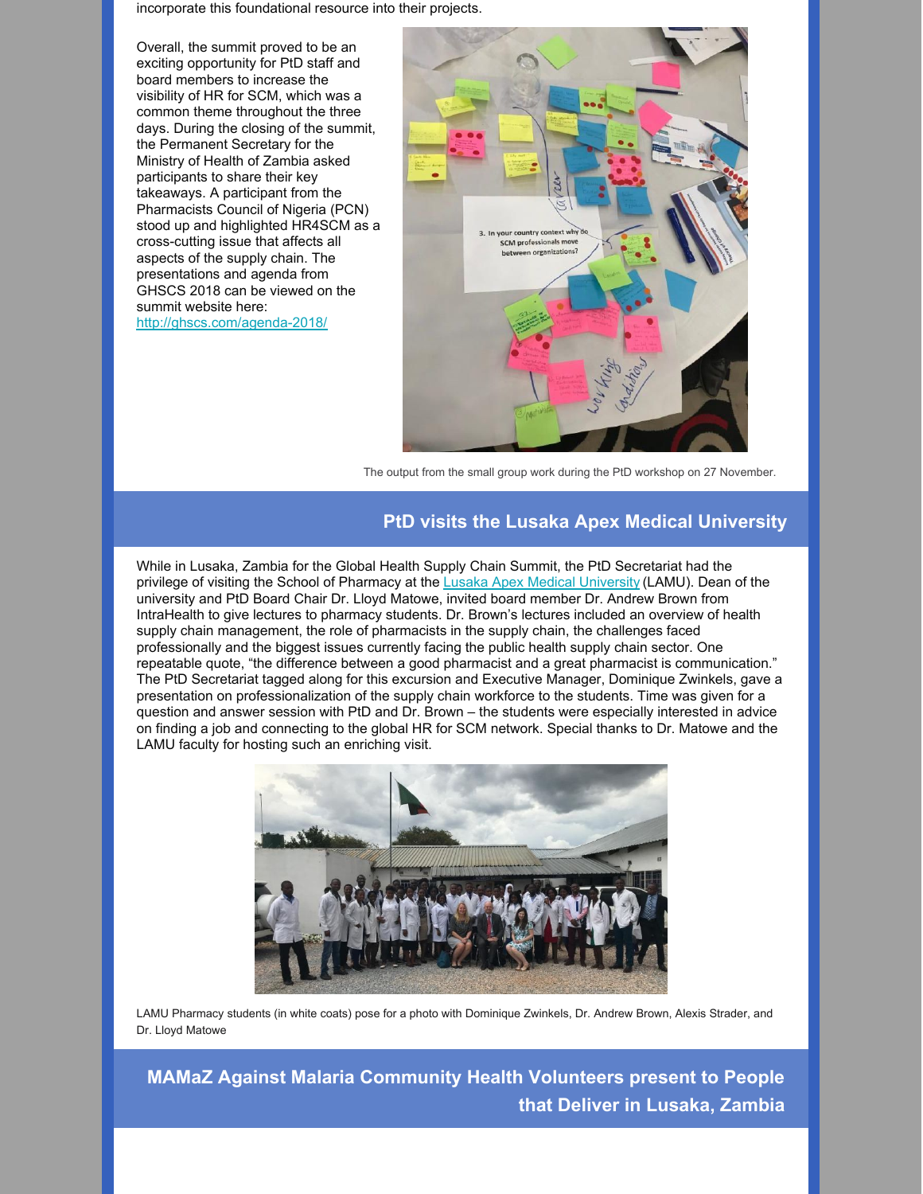incorporate this foundational resource into their projects.

Overall, the summit proved to be an exciting opportunity for PtD staff and board members to increase the visibility of HR for SCM, which was a common theme throughout the three days. During the closing of the summit, the Permanent Secretary for the Ministry of Health of Zambia asked participants to share their key takeaways. A participant from the Pharmacists Council of Nigeria (PCN) stood up and highlighted HR4SCM as a cross-cutting issue that affects all aspects of the supply chain. The presentations and agenda from GHSCS 2018 can be viewed on the summit website here: [http://ghscs.com/agenda-2018/](http://ghscs.com/agenda-2018/)

The output from the small group work during the PtD workshop on 27 November.

## PtD visits the Lusaka Apex Medical University

While in Lusaka, Zambia for the Global Health Supply Chain Summit, the PtD Secretariat had the privilege of visiting the School of Pharmacy at the Lusaka Apex Medical University (LAMU). Dean of the university and PtD Board Chair Dr. Lloyd Matowe, invited board member Dr. Andrew Brown from IntraHealth to give lectures to pharmacy students. Dr. Brown's lectures included an overview of health supply chain management, the role of pharmacists in the supply chain, the challenges faced professionally and the biggest issues currently facing the public health supply chain sector. One repeatable quote, "the difference between a good pharmacist and a great pharmacist is communication." The PtD Secretariat tagged along for this excursion and Executive Manager, Dominique Zwinkels, gave a presentation on professionalization of the supply chain workforce to the students. Time was given for a question and answer session with PtD and Dr. Brown – the students were especially interested in advice on finding a job and connecting to the global HR for SCM network. Special thanks to Dr. Matowe and the LAMU faculty for hosting such an enriching visit.

LAMU Pharmacy students (in white coats) pose for a photo with Dominique Zwinkels, Dr. Andrew Brown, Alexis Strader, and Dr. Lloyd Matowe

## MAMaZ Against Malaria Community Health Volunteers present to People that Deliver in Lusaka, Zambia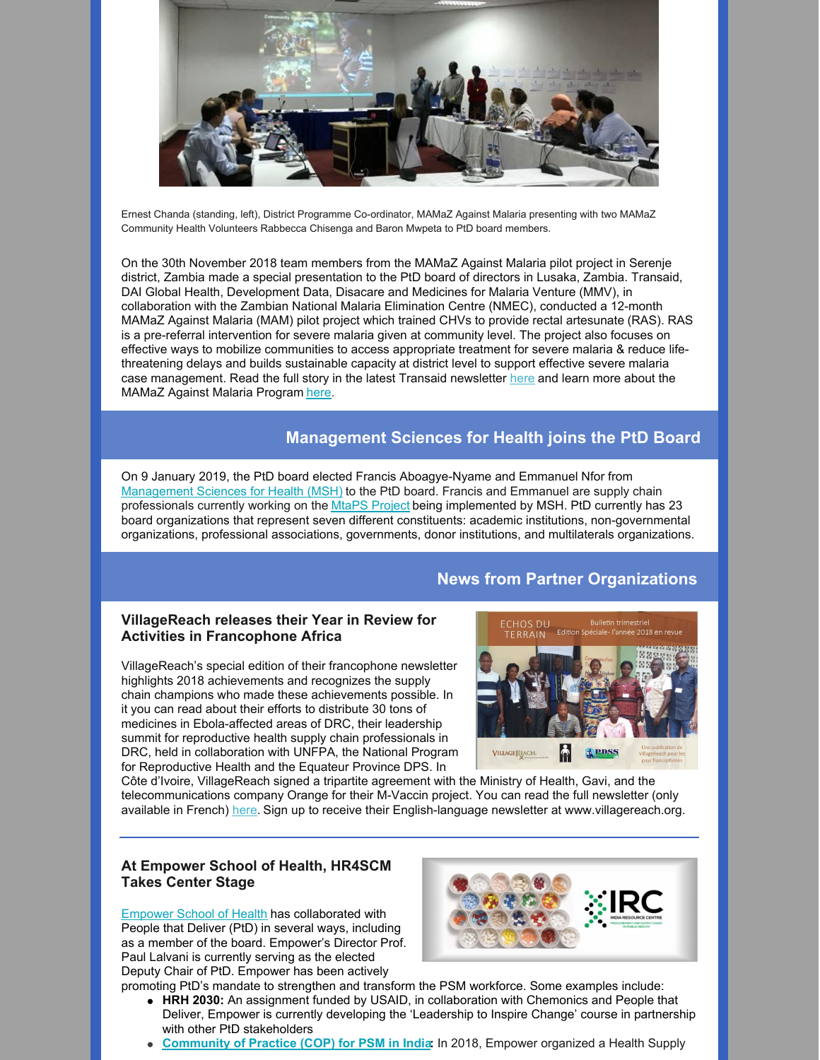Ernest Chanda (standing, left), District Programme Co-ordinator, MAMaZ Against Malaria presenting with two MAMaZ Community Health Volunteers Rabbecca Chisenga and Baron Mwpeta to PtD board members.

On the 30th November 2018 team members from the MAMaZ Against Malaria pilot project in Serenje district, Zambia made a special presentation to the PtD board of directors in Lusaka, Zambia. Transaid, DAI Global Health, Development Data, Disacare and Medicines for Malaria Venture (MMV), in collaboration with the Zambian National Malaria Elimination Centre (NMEC), conducted a 12-month MAMaZ Against Malaria (MAM) pilot project which trained CHVs to provide rectal artesunate (RAS). RAS is a pre-referral intervention for severe malaria given at community level. The project also focuses on effective ways to mobilize communities to access appropriate treatment for severe malaria & reduce life-threatening delays and builds sustainable capacity at district level to support effective severe malaria case management. Read the full story in the latest Transaid newsletter here and learn more about the MAMaZ Against Malaria Program here.

## Management Sciences for Health joins the PtD Board

On 9 January 2019, the PtD board elected Francis Aboagye-Nyame and Emmanuel Nfor from Management Sciences for Health (MSH) to the PtD board. Francis and Emmanuel are supply chain professionals currently working on the MtaPS Project being implemented by MSH. PtD currently has 23 board organizations that represent seven different constituents: academic institutions, non-governmental organizations, professional associations, governments, donor institutions, and multilaterals organizations.

## News from Partner Organizations

### VillageReach releases their Year in Review for Activities in Francophone Africa

VillageReach's special edition of their francophone newsletter highlights 2018 achievements and recognizes the supply chain champions who made these achievements possible. In it you can read about their efforts to distribute 30 tons of medicines in Ebola-affected areas of DRC, their leadership summit for reproductive health supply chain professionals in DRC, held in collaboration with UNFPA, the National Program for Reproductive Health and the Equateur Province DPS. In Côte d'Ivoire, VillageReach signed a tripartite agreement with the Ministry of Health, Gavi, and the telecommunications company Orange for their M-Vaccin project. You can read the full newsletter (only available in French) here. Sign up to receive their English-language newsletter at www.villagereach.org.

---

### At Empower School of Health, HR4SCM Takes Center Stage

Empower School of Health has collaborated with People that Deliver (PtD) in several ways, including as a member of the board. Empower's Director Prof. Paul Lalvani is currently serving as the elected Deputy Chair of PtD. Empower has been actively promoting PtD's mandate to strengthen and transform the PSM workforce. Some examples include:

- **HRH 2030:** An assignment funded by USAID, in collaboration with Chemonics and People that Deliver, Empower is currently developing the 'Leadership to Inspire Change' course in partnership with other PtD stakeholders
- **Community of Practice (COP) for PSM in India:** In 2018, Empower organized a Health Supply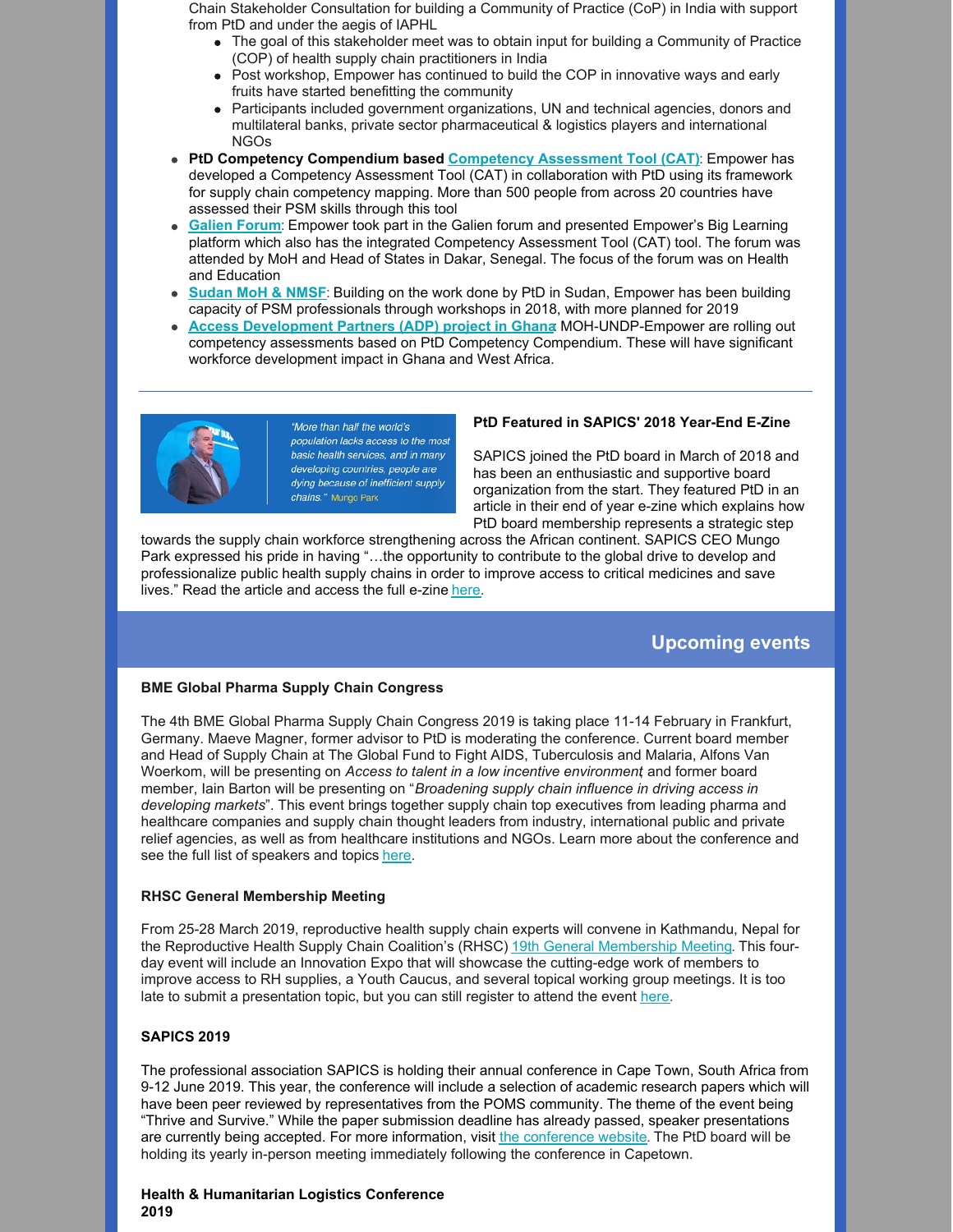Chain Stakeholder Consultation for building a Community of Practice (CoP) in India with support from PtD and under the aegis of IAPHL

- The goal of this stakeholder meet was to obtain input for building a Community of Practice (COP) of health supply chain practitioners in India
- Post workshop, Empower has continued to build the COP in innovative ways and early fruits have started benefitting the community
- Participants included government organizations, UN and technical agencies, donors and multilateral banks, private sector pharmaceutical & logistics players and international NGOs

- **PtD Competency Compendium based Competency Assessment Tool (CAT)**: Empower has developed a Competency Assessment Tool (CAT) in collaboration with PtD using its framework for supply chain competency mapping. More than 500 people from across 20 countries have assessed their PSM skills through this tool
- **Galien Forum**: Empower took part in the Galien forum and presented Empower's Big Learning platform which also has the integrated Competency Assessment Tool (CAT) tool. The forum was attended by MoH and Head of States in Dakar, Senegal. The focus of the forum was on Health and Education
- **Sudan MoH & NMSF**: Building on the work done by PtD in Sudan, Empower has been building capacity of PSM professionals through workshops in 2018, with more planned for 2019
- **Access Development Partners (ADP) project in Ghana**: MOH-UNDP-Empower are rolling out competency assessments based on PtD Competency Compendium. These will have significant workforce development impact in Ghana and West Africa.

---

*"More than half the world's population lacks access to the most basic health services, and in many developing countries, people are dying because of inefficient supply chains."* Mungo Park

### PtD Featured in SAPICS' 2018 Year-End E-Zine

SAPICS joined the PtD board in March of 2018 and has been an enthusiastic and supportive board organization from the start. They featured PtD in an article in their end of year e-zine which explains how PtD board membership represents a strategic step towards the supply chain workforce strengthening across the African continent. SAPICS CEO Mungo Park expressed his pride in having "…the opportunity to contribute to the global drive to develop and professionalize public health supply chains in order to improve access to critical medicines and save lives." Read the article and access the full e-zine here.

## Upcoming events

### BME Global Pharma Supply Chain Congress

The 4th BME Global Pharma Supply Chain Congress 2019 is taking place 11-14 February in Frankfurt, Germany. Maeve Magner, former advisor to PtD is moderating the conference. Current board member and Head of Supply Chain at The Global Fund to Fight AIDS, Tuberculosis and Malaria, Alfons Van Woerkom, will be presenting on *Access to talent in a low incentive environment*, and former board member, Iain Barton will be presenting on "*Broadening supply chain influence in driving access in developing markets*". This event brings together supply chain top executives from leading pharma and healthcare companies and supply chain thought leaders from industry, international public and private relief agencies, as well as from healthcare institutions and NGOs. Learn more about the conference and see the full list of speakers and topics here.

### RHSC General Membership Meeting

From 25-28 March 2019, reproductive health supply chain experts will convene in Kathmandu, Nepal for the Reproductive Health Supply Chain Coalition's (RHSC) 19th General Membership Meeting. This four-day event will include an Innovation Expo that will showcase the cutting-edge work of members to improve access to RH supplies, a Youth Caucus, and several topical working group meetings. It is too late to submit a presentation topic, but you can still register to attend the event here.

### SAPICS 2019

The professional association SAPICS is holding their annual conference in Cape Town, South Africa from 9-12 June 2019. This year, the conference will include a selection of academic research papers which will have been peer reviewed by representatives from the POMS community. The theme of the event being "Thrive and Survive." While the paper submission deadline has already passed, speaker presentations are currently being accepted. For more information, visit the conference website. The PtD board will be holding its yearly in-person meeting immediately following the conference in Capetown.

### Health & Humanitarian Logistics Conference 2019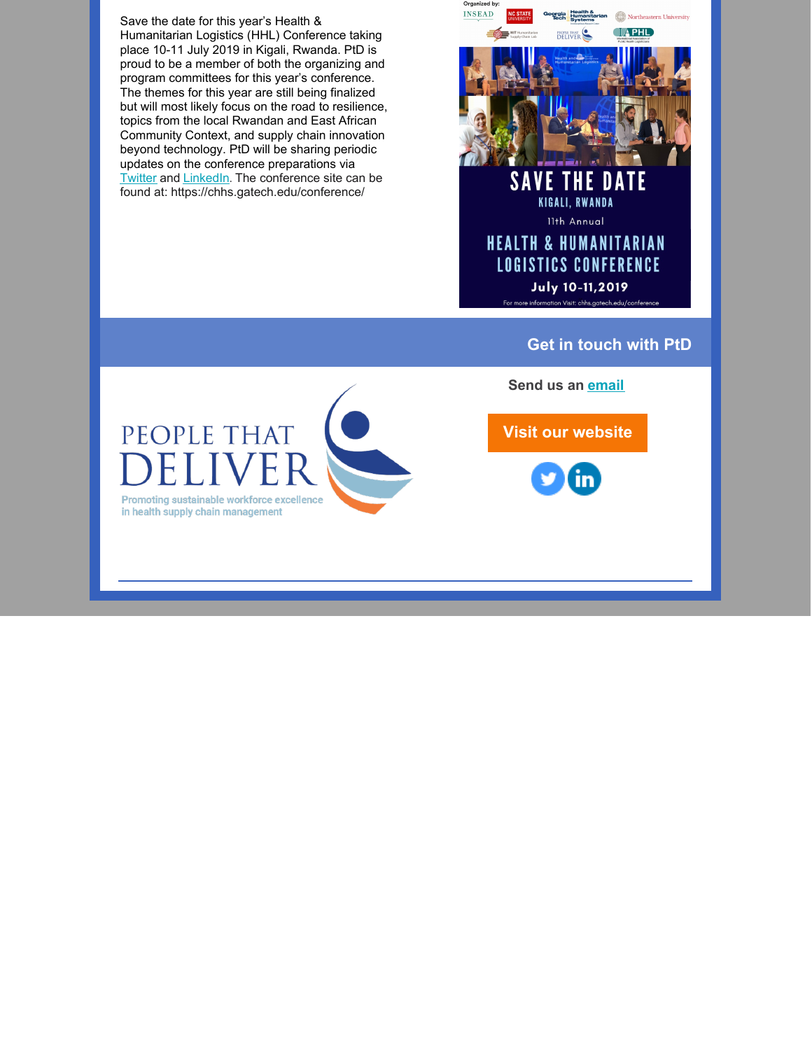Save the date for this year's Health & Humanitarian Logistics (HHL) Conference taking place 10-11 July 2019 in Kigali, Rwanda. PtD is proud to be a member of both the organizing and program committees for this year's conference. The themes for this year are still being finalized but will most likely focus on the road to resilience, topics from the local Rwandan and East African Community Context, and supply chain innovation beyond technology. PtD will be sharing periodic updates on the conference preparations via Twitter and LinkedIn. The conference site can be found at: https://chhs.gatech.edu/conference/

Organized by:

SAVE THE DATE

KIGALI, RWANDA

11th Annual

HEALTH & HUMANITARIAN LOGISTICS CONFERENCE

July 10-11,2019

For more information Visit: chhs.gatech.edu/conference

## Get in touch with PtD

PEOPLE THAT DELIVER

Promoting sustainable workforce excellence in health supply chain management

**Send us an email**

**Visit our website**